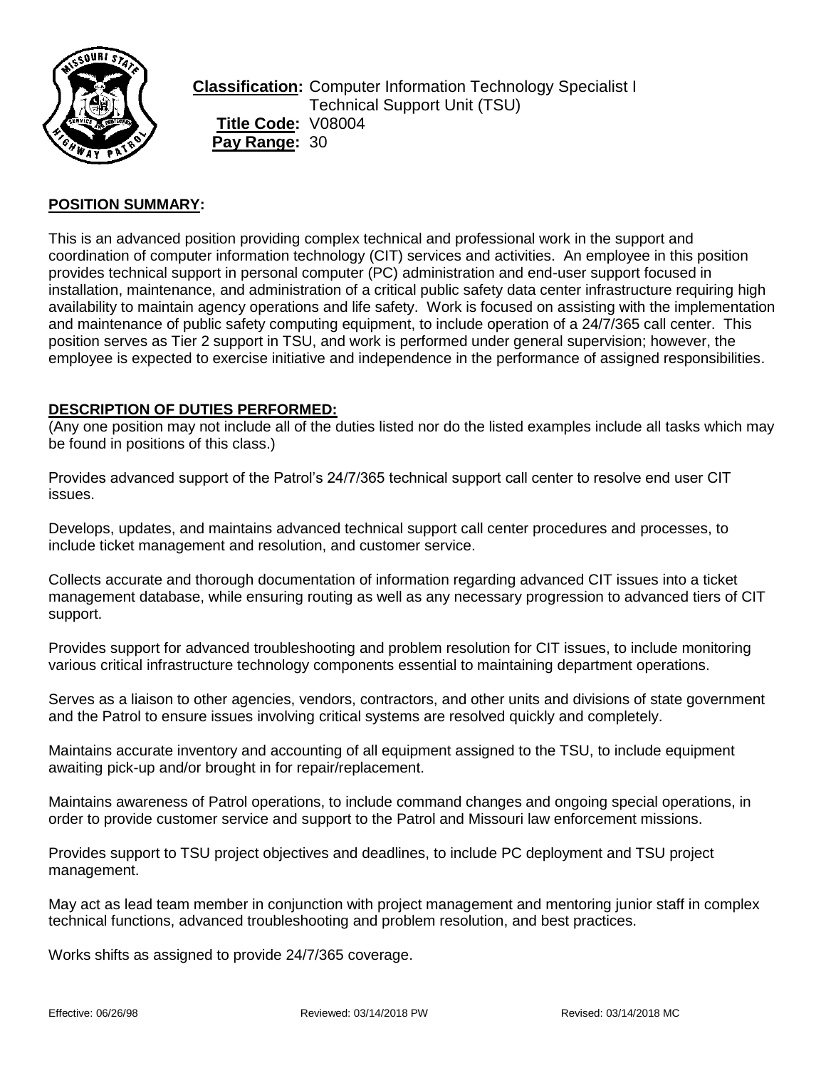**Classification:** Computer Information Technology Specialist I
Technical Support Unit (TSU)
**Title Code:** V08004
**Pay Range:** 30

## POSITION SUMMARY:

This is an advanced position providing complex technical and professional work in the support and coordination of computer information technology (CIT) services and activities. An employee in this position provides technical support in personal computer (PC) administration and end-user support focused in installation, maintenance, and administration of a critical public safety data center infrastructure requiring high availability to maintain agency operations and life safety. Work is focused on assisting with the implementation and maintenance of public safety computing equipment, to include operation of a 24/7/365 call center. This position serves as Tier 2 support in TSU, and work is performed under general supervision; however, the employee is expected to exercise initiative and independence in the performance of assigned responsibilities.

## DESCRIPTION OF DUTIES PERFORMED:

(Any one position may not include all of the duties listed nor do the listed examples include all tasks which may be found in positions of this class.)

Provides advanced support of the Patrol's 24/7/365 technical support call center to resolve end user CIT issues.

Develops, updates, and maintains advanced technical support call center procedures and processes, to include ticket management and resolution, and customer service.

Collects accurate and thorough documentation of information regarding advanced CIT issues into a ticket management database, while ensuring routing as well as any necessary progression to advanced tiers of CIT support.

Provides support for advanced troubleshooting and problem resolution for CIT issues, to include monitoring various critical infrastructure technology components essential to maintaining department operations.

Serves as a liaison to other agencies, vendors, contractors, and other units and divisions of state government and the Patrol to ensure issues involving critical systems are resolved quickly and completely.

Maintains accurate inventory and accounting of all equipment assigned to the TSU, to include equipment awaiting pick-up and/or brought in for repair/replacement.

Maintains awareness of Patrol operations, to include command changes and ongoing special operations, in order to provide customer service and support to the Patrol and Missouri law enforcement missions.

Provides support to TSU project objectives and deadlines, to include PC deployment and TSU project management.

May act as lead team member in conjunction with project management and mentoring junior staff in complex technical functions, advanced troubleshooting and problem resolution, and best practices.

Works shifts as assigned to provide 24/7/365 coverage.

Effective: 06/26/98 Reviewed: 03/14/2018 PW Revised: 03/14/2018 MC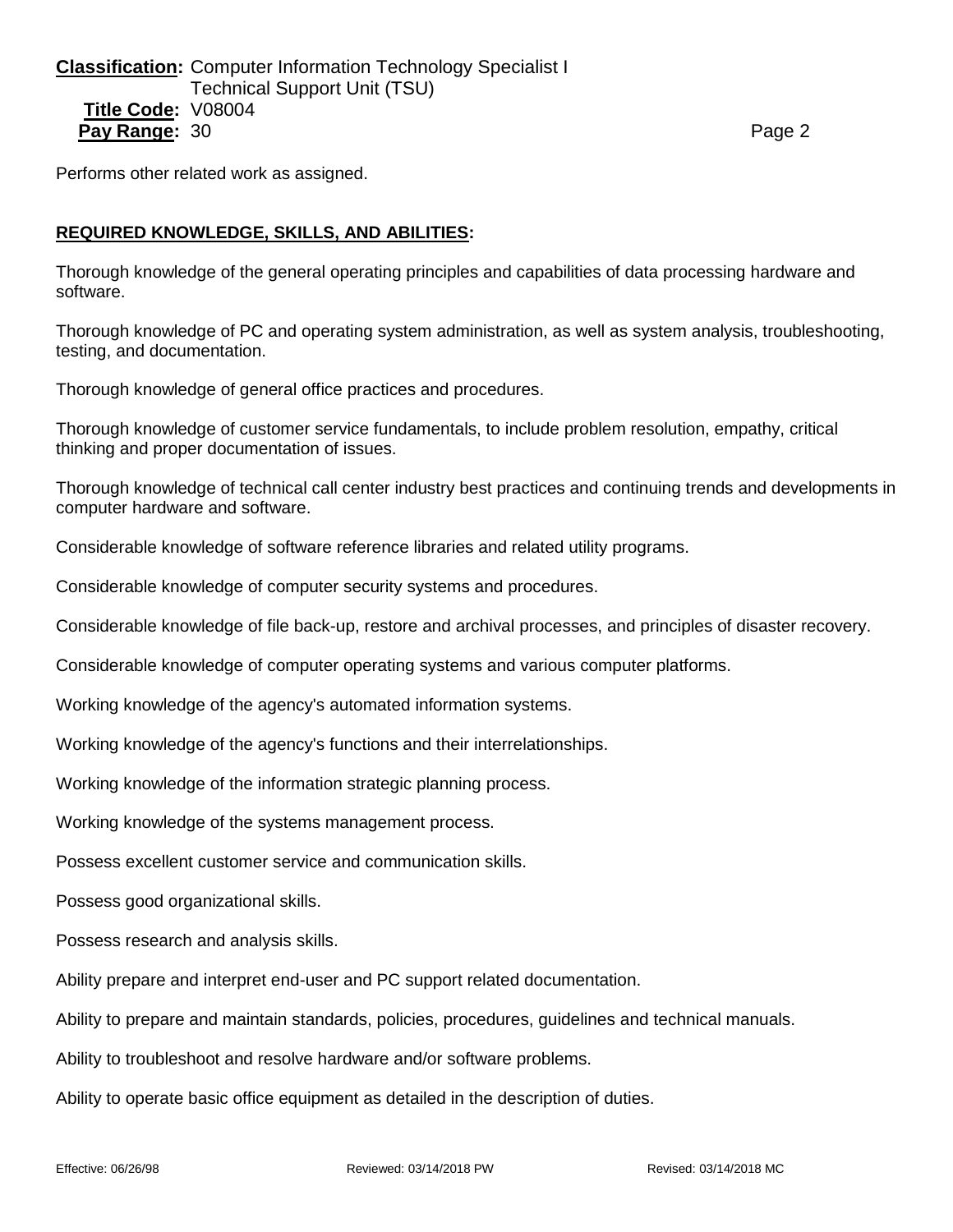Performs other related work as assigned.

**REQUIRED KNOWLEDGE, SKILLS, AND ABILITIES:**

Thorough knowledge of the general operating principles and capabilities of data processing hardware and software.

Thorough knowledge of PC and operating system administration, as well as system analysis, troubleshooting, testing, and documentation.

Thorough knowledge of general office practices and procedures.

Thorough knowledge of customer service fundamentals, to include problem resolution, empathy, critical thinking and proper documentation of issues.

Thorough knowledge of technical call center industry best practices and continuing trends and developments in computer hardware and software.

Considerable knowledge of software reference libraries and related utility programs.

Considerable knowledge of computer security systems and procedures.

Considerable knowledge of file back-up, restore and archival processes, and principles of disaster recovery.

Considerable knowledge of computer operating systems and various computer platforms.

Working knowledge of the agency's automated information systems.

Working knowledge of the agency's functions and their interrelationships.

Working knowledge of the information strategic planning process.

Working knowledge of the systems management process.

Possess excellent customer service and communication skills.

Possess good organizational skills.

Possess research and analysis skills.

Ability prepare and interpret end-user and PC support related documentation.

Ability to prepare and maintain standards, policies, procedures, guidelines and technical manuals.

Ability to troubleshoot and resolve hardware and/or software problems.

Ability to operate basic office equipment as detailed in the description of duties.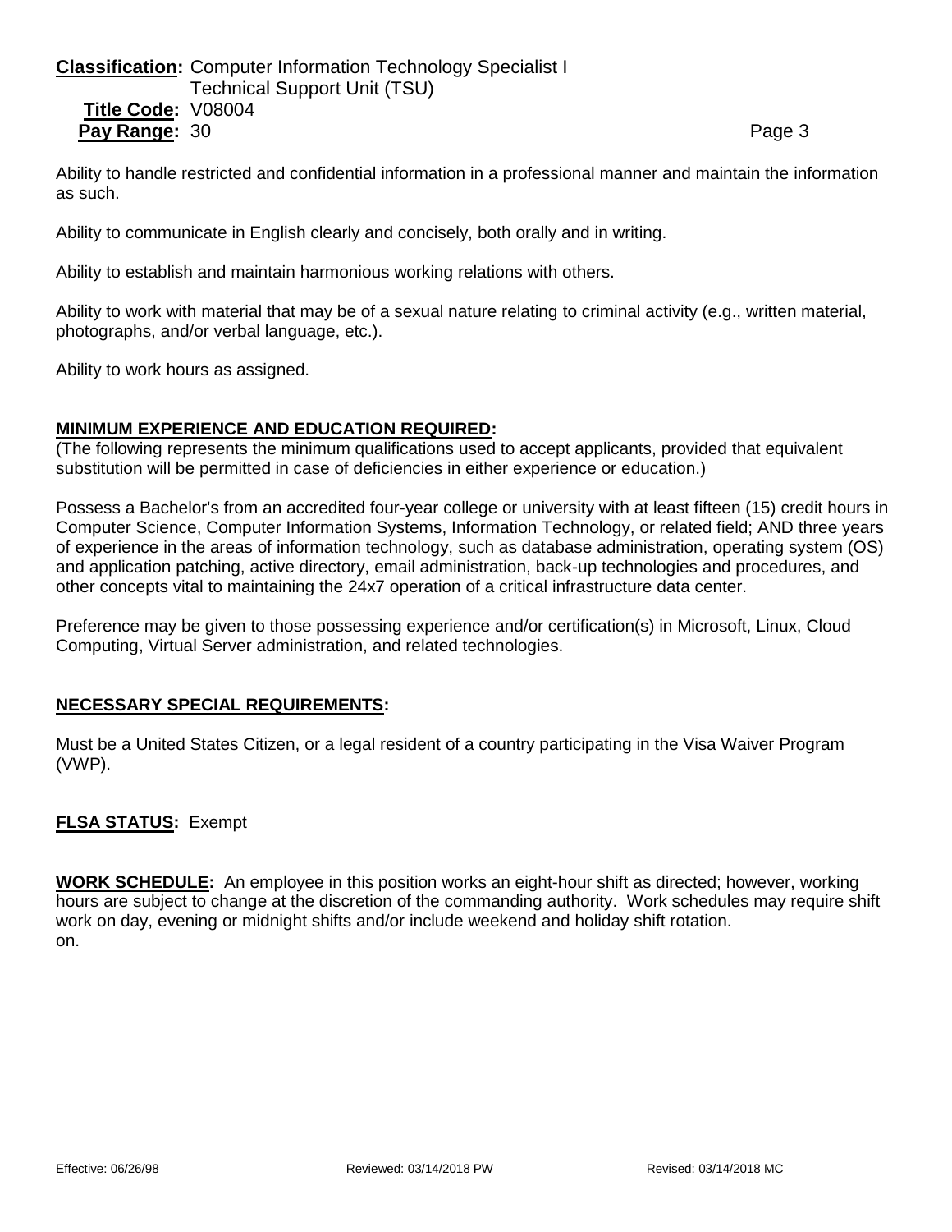Ability to handle restricted and confidential information in a professional manner and maintain the information as such.

Ability to communicate in English clearly and concisely, both orally and in writing.

Ability to establish and maintain harmonious working relations with others.

Ability to work with material that may be of a sexual nature relating to criminal activity (e.g., written material, photographs, and/or verbal language, etc.).

Ability to work hours as assigned.

## MINIMUM EXPERIENCE AND EDUCATION REQUIRED:

(The following represents the minimum qualifications used to accept applicants, provided that equivalent substitution will be permitted in case of deficiencies in either experience or education.)

Possess a Bachelor's from an accredited four-year college or university with at least fifteen (15) credit hours in Computer Science, Computer Information Systems, Information Technology, or related field; AND three years of experience in the areas of information technology, such as database administration, operating system (OS) and application patching, active directory, email administration, back-up technologies and procedures, and other concepts vital to maintaining the 24x7 operation of a critical infrastructure data center.

Preference may be given to those possessing experience and/or certification(s) in Microsoft, Linux, Cloud Computing, Virtual Server administration, and related technologies.

## NECESSARY SPECIAL REQUIREMENTS:

Must be a United States Citizen, or a legal resident of a country participating in the Visa Waiver Program (VWP).

**FLSA STATUS:** Exempt

**WORK SCHEDULE:** An employee in this position works an eight-hour shift as directed; however, working hours are subject to change at the discretion of the commanding authority. Work schedules may require shift work on day, evening or midnight shifts and/or include weekend and holiday shift rotation.
on.